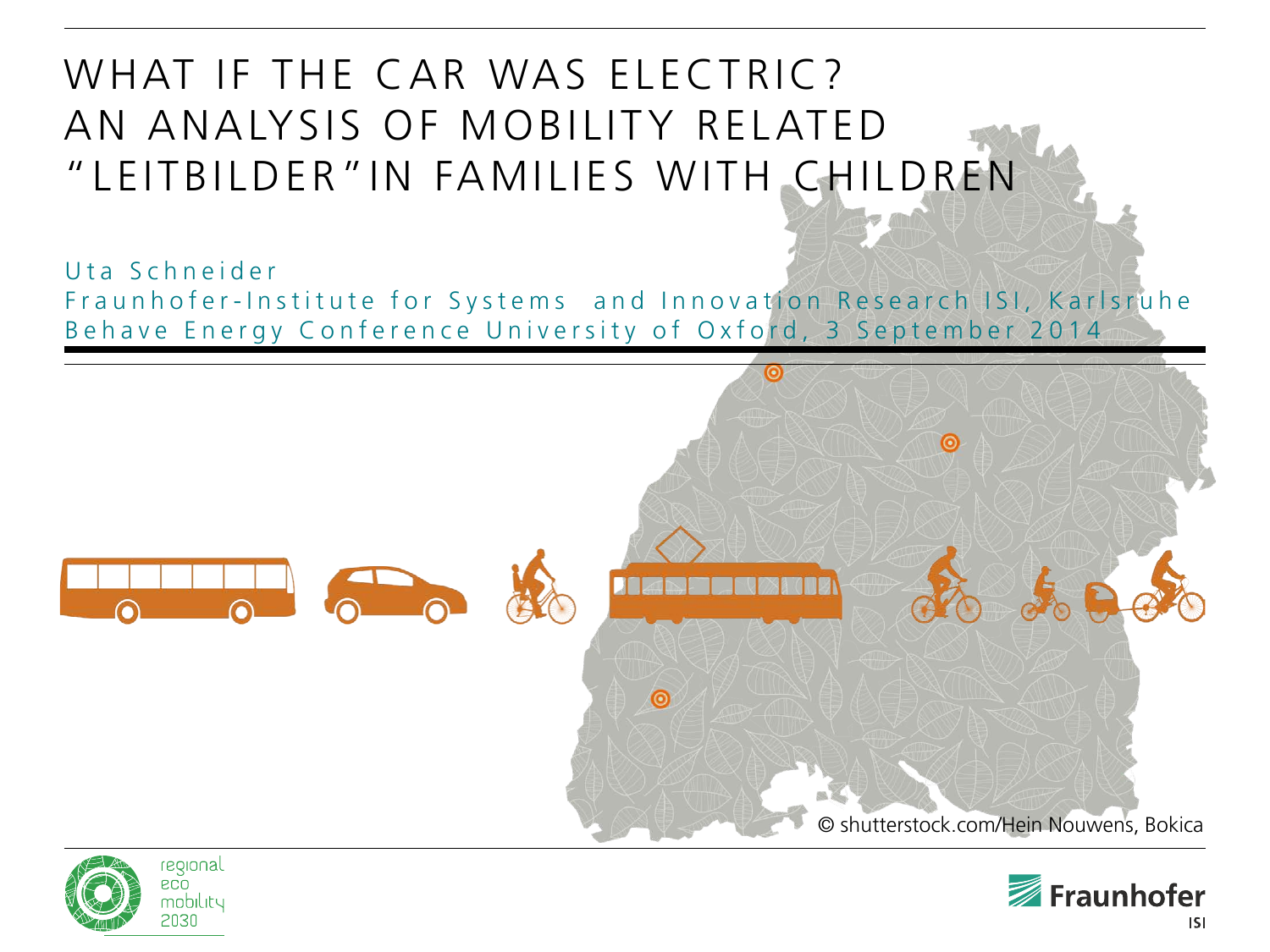# WHAT IF THE CAR WAS ELECTRIC? AN ANALYSIS OF MOBILITY RELATED "LEITBILDER" IN FAMILIES WITH CHILDREN

Uta Schneider

Fraunhofer-Institute for Systems and Innovation Research ISI, Karlsruhe

Behave Energy Conference University of Oxford, 3 September 2014

© shutterstock.com/Hein Nouwens, Bokica

regional eco mobility 2030

Fraunhofer ISI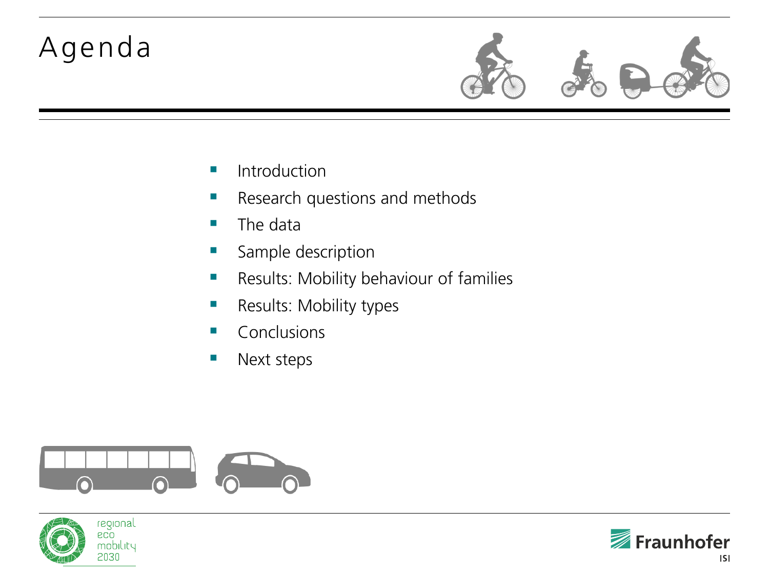# Agenda

- Introduction
- Research questions and methods
- The data
- Sample description
- Results: Mobility behaviour of families
- Results: Mobility types
- Conclusions
- Next steps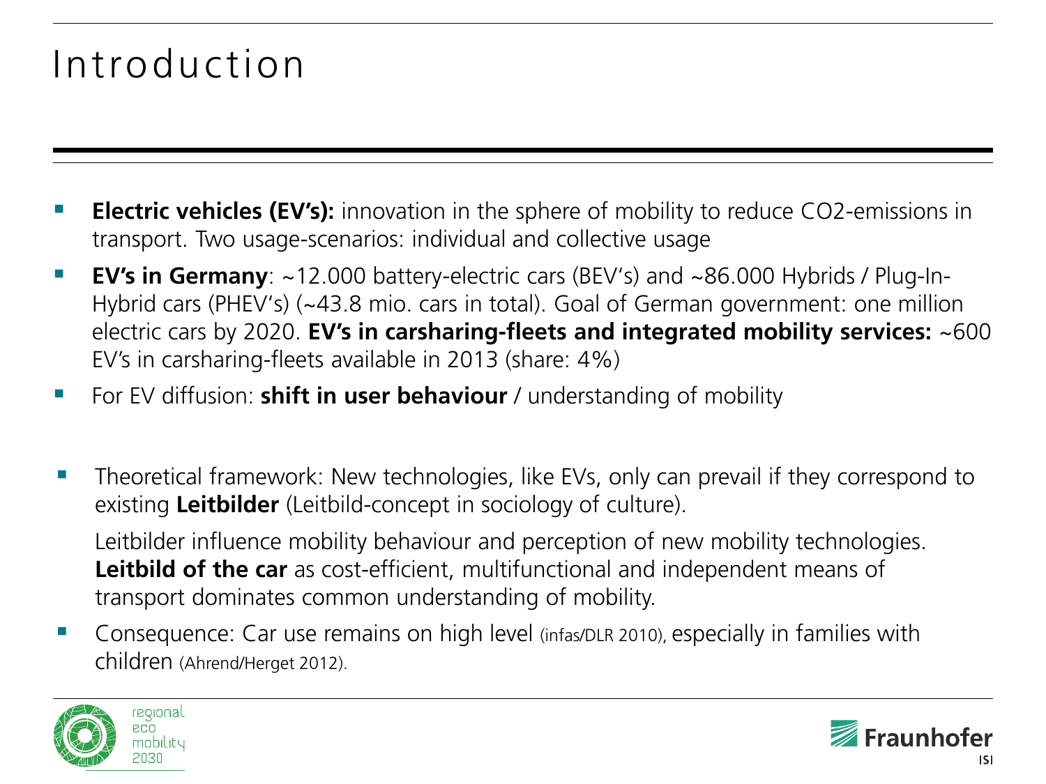# Introduction

- **Electric vehicles (EV's):** innovation in the sphere of mobility to reduce CO2-emissions in transport. Two usage-scenarios: individual and collective usage
- **EV's in Germany**: ~12.000 battery-electric cars (BEV's) and ~86.000 Hybrids / Plug-In-Hybrid cars (PHEV's) (~43.8 mio. cars in total). Goal of German government: one million electric cars by 2020. **EV's in carsharing-fleets and integrated mobility services:** ~600 EV's in carsharing-fleets available in 2013 (share: 4%)
- For EV diffusion: **shift in user behaviour** / understanding of mobility

- Theoretical framework: New technologies, like EVs, only can prevail if they correspond to existing **Leitbilder** (Leitbild-concept in sociology of culture).

  Leitbilder influence mobility behaviour and perception of new mobility technologies. **Leitbild of the car** as cost-efficient, multifunctional and independent means of transport dominates common understanding of mobility.
- Consequence: Car use remains on high level (infas/DLR 2010), especially in families with children (Ahrend/Herget 2012).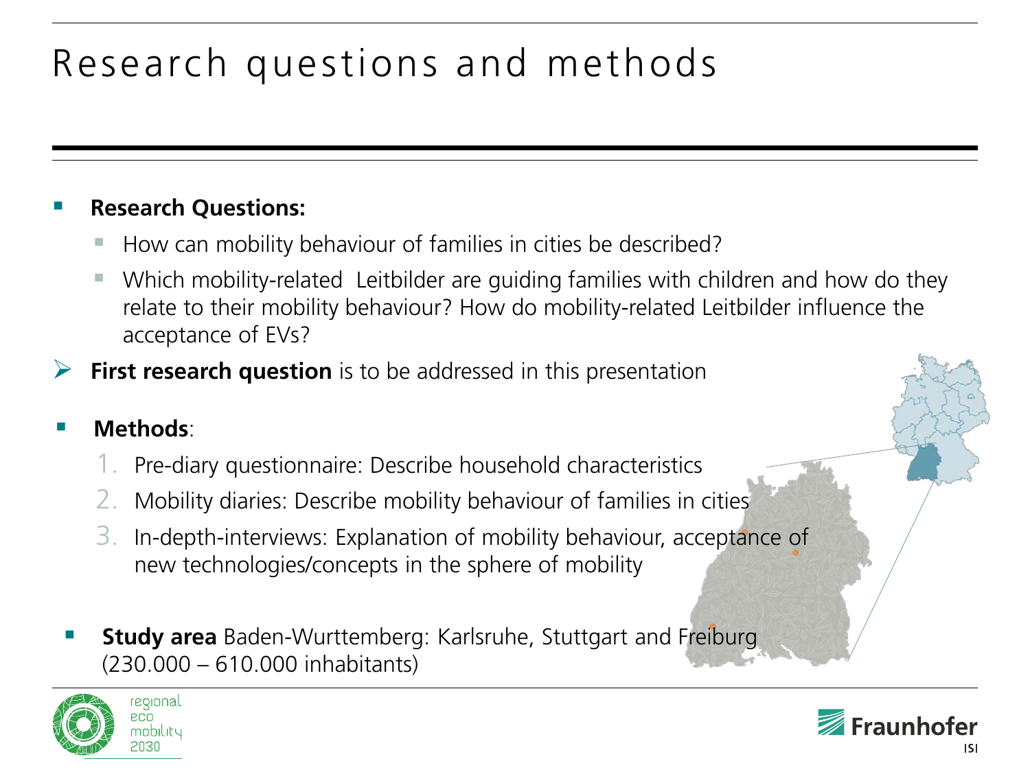# Research questions and methods

- **Research Questions:**
  - How can mobility behaviour of families in cities be described?
  - Which mobility-related  Leitbilder are guiding families with children and how do they relate to their mobility behaviour? How do mobility-related Leitbilder influence the acceptance of EVs?

➢ **First research question** is to be addressed in this presentation

- **Methods**:
  1. Pre-diary questionnaire: Describe household characteristics
  2. Mobility diaries: Describe mobility behaviour of families in cities
  3. In-depth-interviews: Explanation of mobility behaviour, acceptance of new technologies/concepts in the sphere of mobility

- **Study area** Baden-Wurttemberg: Karlsruhe, Stuttgart and Freiburg (230.000 – 610.000 inhabitants)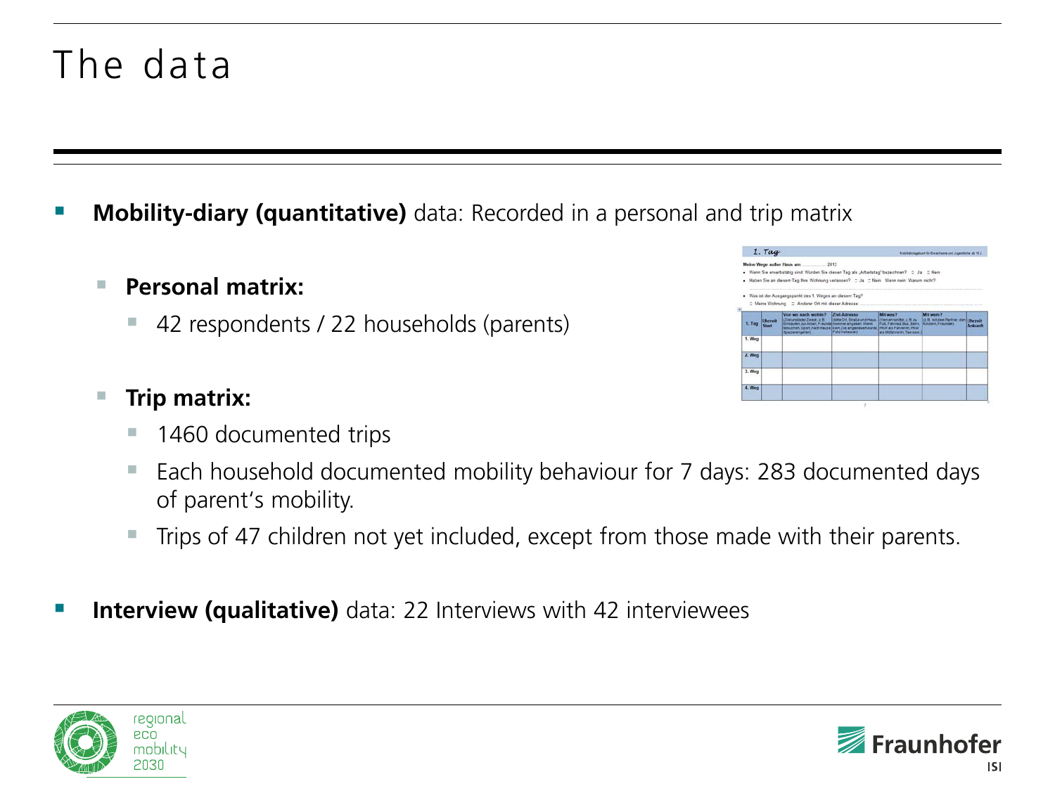# The data

- **Mobility-diary (quantitative)** data: Recorded in a personal and trip matrix
  - **Personal matrix:**
    - 42 respondents / 22 households (parents)
  - **Trip matrix:**
    - 1460 documented trips
    - Each household documented mobility behaviour for 7 days: 283 documented days of parent's mobility.
    - Trips of 47 children not yet included, except from those made with their parents.
- **Interview (qualitative)** data: 22 Interviews with 42 interviewees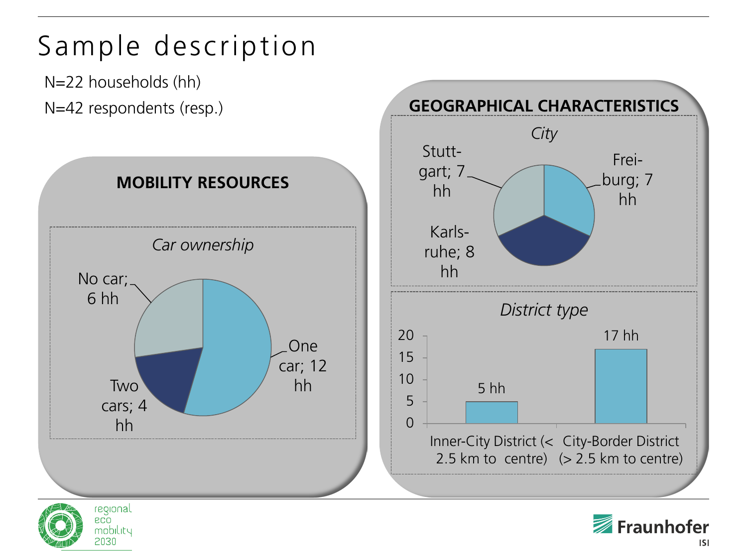# Sample description

N=22 households (hh)

N=42 respondents (resp.)

## MOBILITY RESOURCES

*Car ownership*

| Car ownership | Households |
|---|---|
| No car | 6 hh |
| One car | 12 hh |
| Two cars | 4 hh |

## GEOGRAPHICAL CHARACTERISTICS

*City*

| City | Households |
|---|---|
| Stuttgart | 7 hh |
| Freiburg | 7 hh |
| Karlsruhe | 8 hh |

*District type*

| District type | Households |
|---|---|
| Inner-City District (< 2.5 km to centre) | 5 hh |
| City-Border District (> 2.5 km to centre) | 17 hh |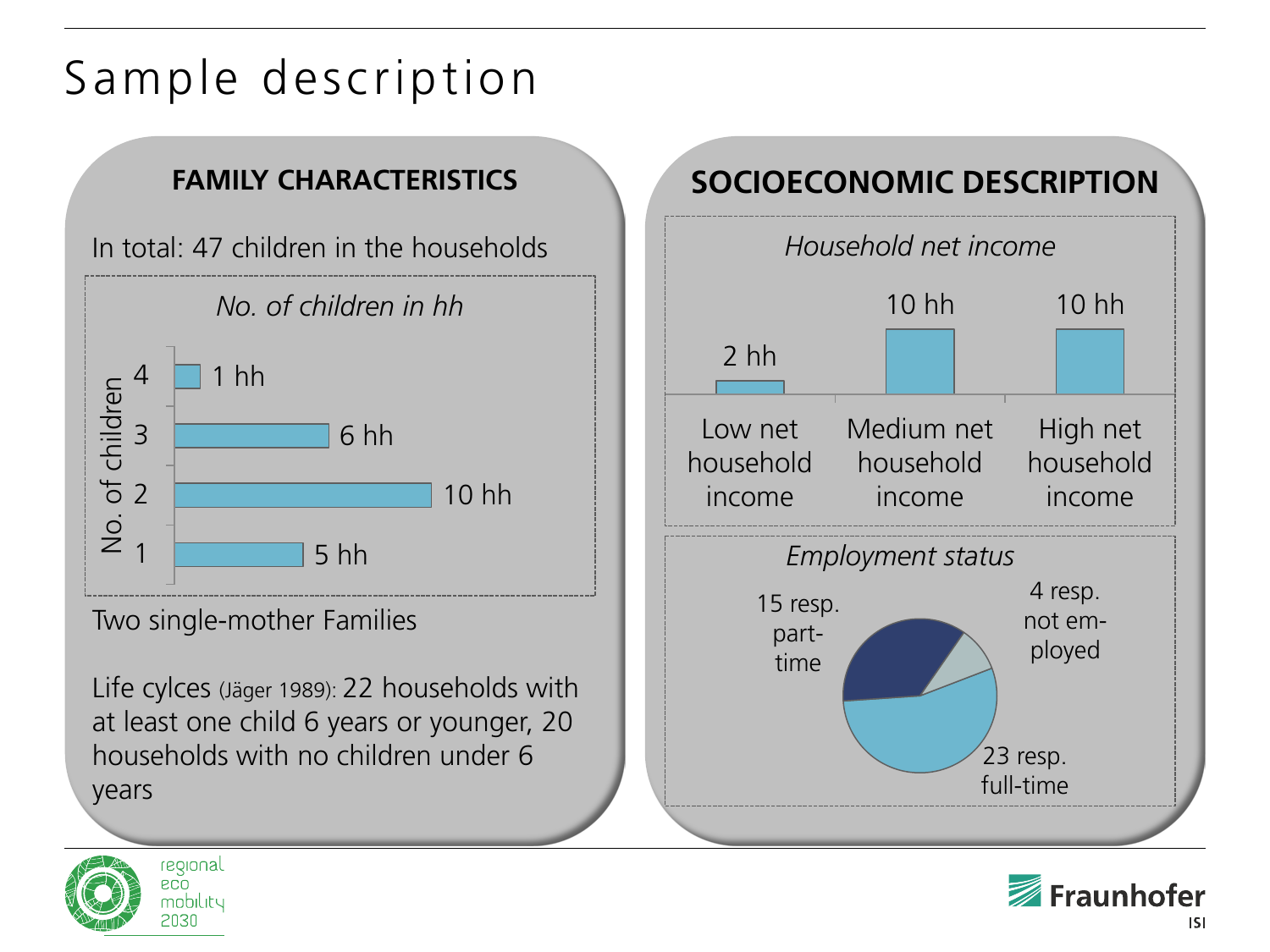# Sample description

## FAMILY CHARACTERISTICS

In total: 47 children in the households

*No. of children in hh*

| No. of children | Households |
|---|---|
| 4 | 1 hh |
| 3 | 6 hh |
| 2 | 10 hh |
| 1 | 5 hh |

Two single-mother Families

Life cylces (Jäger 1989): 22 households with at least one child 6 years or younger, 20 households with no children under 6 years

## SOCIOECONOMIC DESCRIPTION

*Household net income*

| Low net household income | Medium net household income | High net household income |
|---|---|---|
| 2 hh | 10 hh | 10 hh |

*Employment status*

- 15 resp. part-time
- 4 resp. not employed
- 23 resp. full-time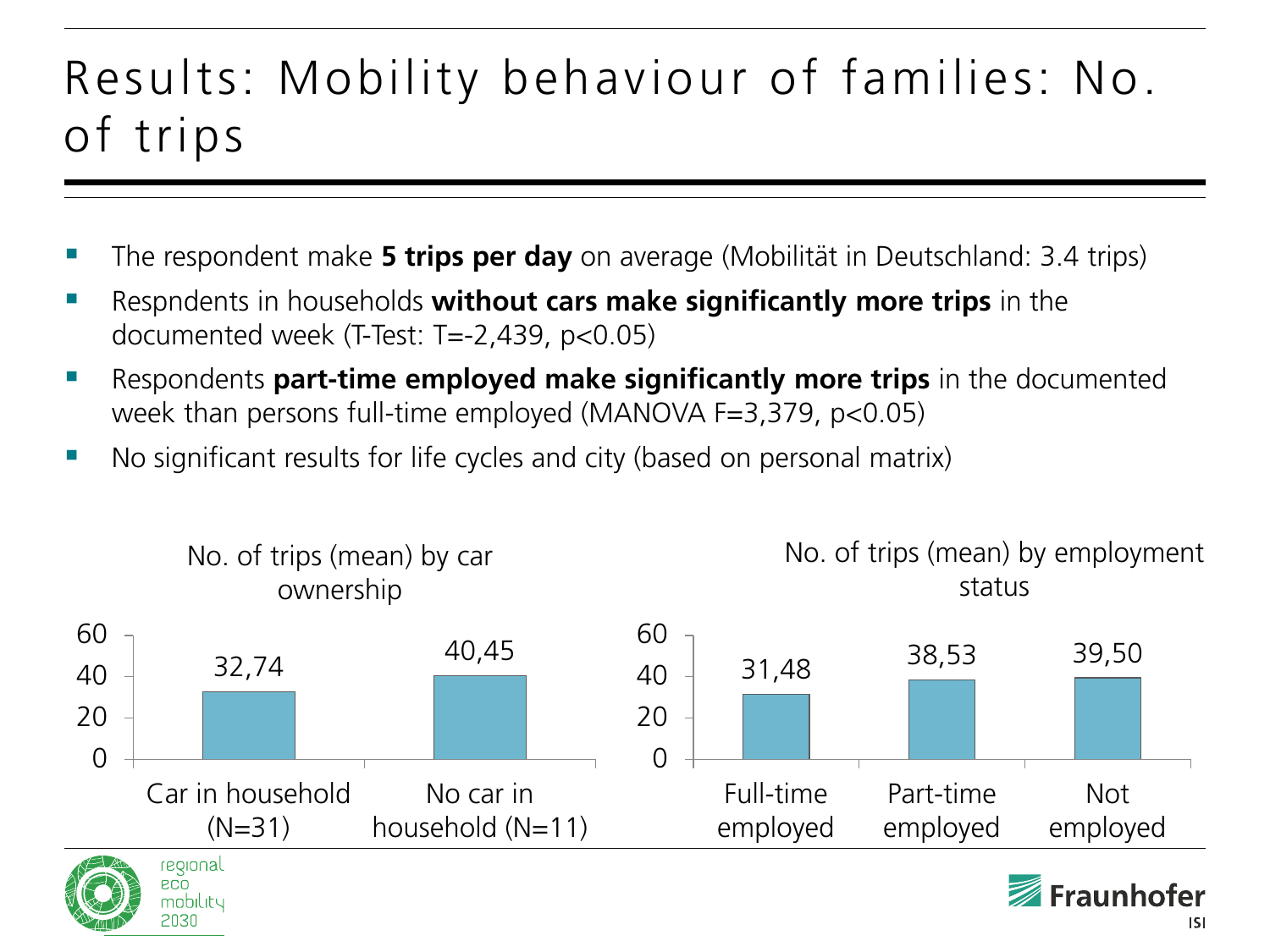# Results: Mobility behaviour of families: No. of trips

- The respondent make **5 trips per day** on average (Mobilität in Deutschland: 3.4 trips)
- Respndents in households **without cars make significantly more trips** in the documented week (T-Test: T=-2,439, $p<0.05$)
- Respondents **part-time employed make significantly more trips** in the documented week than persons full-time employed (MANOVA F=3,379, $p<0.05$)
- No significant results for life cycles and city (based on personal matrix)

No. of trips (mean) by car ownership

| | No. of trips (mean) |
|---|---|
| Car in household (N=31) | 32,74 |
| No car in household (N=11) | 40,45 |

No. of trips (mean) by employment status

| | No. of trips (mean) |
|---|---|
| Full-time employed | 31,48 |
| Part-time employed | 38,53 |
| Not employed | 39,50 |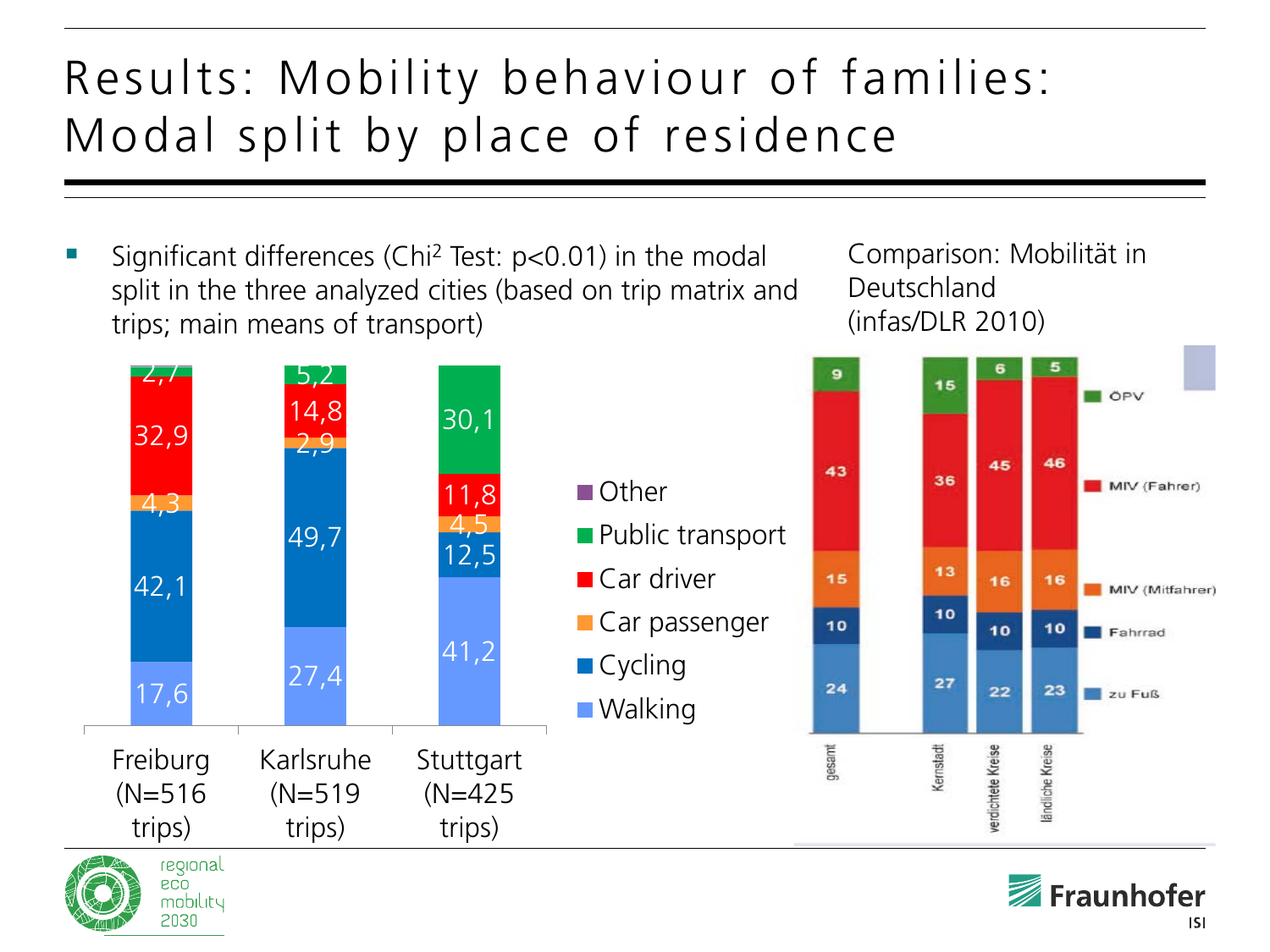# Results: Mobility behaviour of families: Modal split by place of residence

- Significant differences (Chi² Test: $p<0.01$) in the modal split in the three analyzed cities (based on trip matrix and trips; main means of transport)

| | Freiburg (N=516 trips) | Karlsruhe (N=519 trips) | Stuttgart (N=425 trips) |
|---|---|---|---|
| Other | | | |
| Public transport | 2,7 | 5,2 | 30,1 |
| Car driver | 32,9 | 14,8 | 11,8 |
| Car passenger | 4,3 | 2,9 | 4,5 |
| Cycling | 42,1 | 49,7 | 12,5 |
| Walking | 17,6 | 27,4 | 41,2 |

Comparison: Mobilität in Deutschland (infas/DLR 2010)

| | gesamt | Kernstadt | verdichtete Kreise | ländliche Kreise |
|---|---|---|---|---|
| ÖPV | 9 | 15 | 6 | 5 |
| MIV (Fahrer) | 43 | 36 | 45 | 46 |
| MIV (Mitfahrer) | 15 | 13 | 16 | 16 |
| Fahrrad | 10 | 10 | 10 | 10 |
| zu Fuß | 24 | 27 | 22 | 23 |

regional eco mobility 2030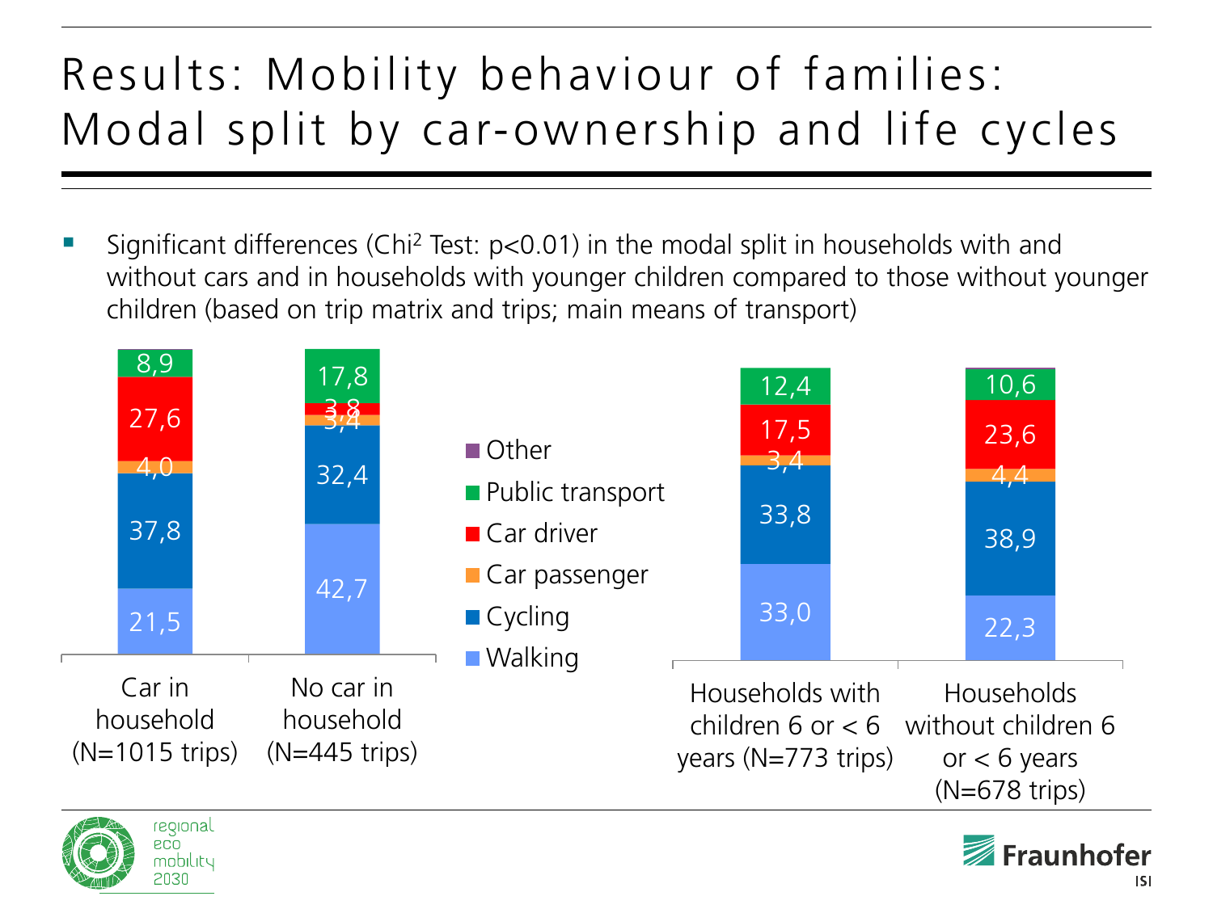# Results: Mobility behaviour of families: Modal split by car-ownership and life cycles

- Significant differences (Chi[2] Test: $p<0.01$) in the modal split in households with and without cars and in households with younger children compared to those without younger children (based on trip matrix and trips; main means of transport)

| | Car in household (N=1015 trips) | No car in household (N=445 trips) |
|---|---|---|
| Public transport | 8,9 | 17,8 |
| Car driver | 27,6 | 3,8 |
| Car passenger | 4,0 | 3,4 |
| Cycling | 37,8 | 32,4 |
| Walking | 21,5 | 42,7 |

| | Households with children 6 or < 6 years (N=773 trips) | Households without children 6 or < 6 years (N=678 trips) |
|---|---|---|
| Public transport | 12,4 | 10,6 |
| Car driver | 17,5 | 23,6 |
| Car passenger | 3,4 | 4,4 |
| Cycling | 33,8 | 38,9 |
| Walking | 33,0 | 22,3 |

Legend: Other, Public transport, Car driver, Car passenger, Cycling, Walking

regional eco mobility 2030

Fraunhofer ISI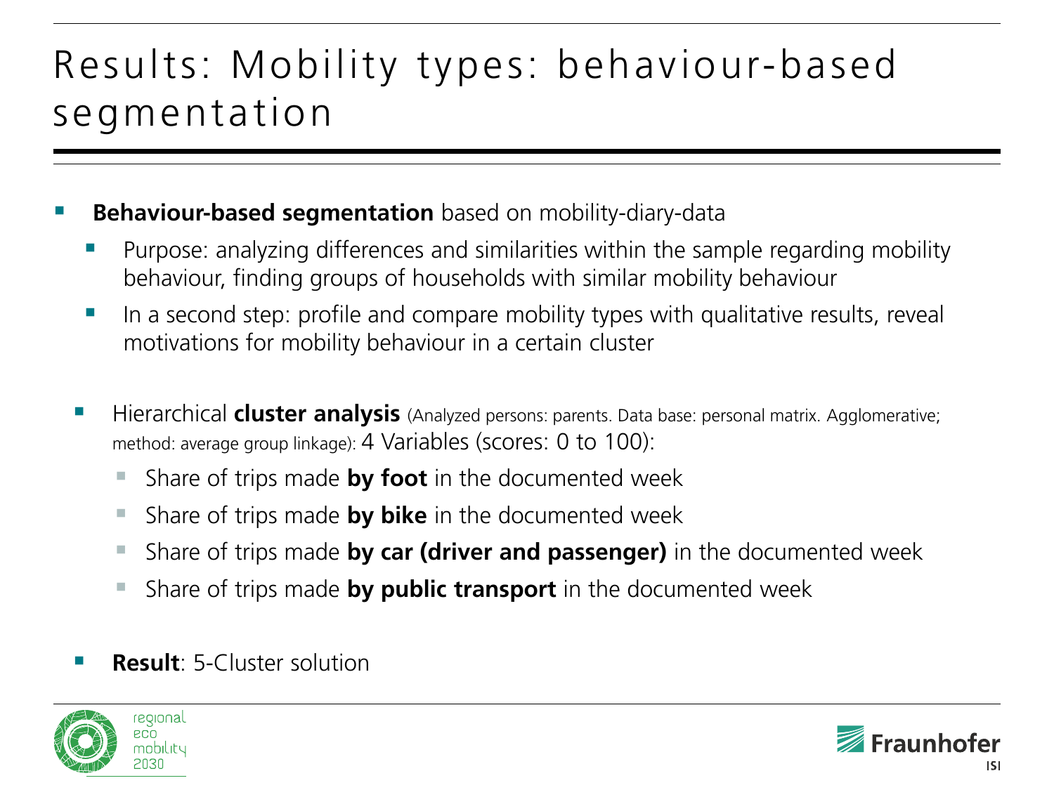# Results: Mobility types: behaviour-based segmentation

- **Behaviour-based segmentation** based on mobility-diary-data
  - Purpose: analyzing differences and similarities within the sample regarding mobility behaviour, finding groups of households with similar mobility behaviour
  - In a second step: profile and compare mobility types with qualitative results, reveal motivations for mobility behaviour in a certain cluster

- Hierarchical **cluster analysis** (Analyzed persons: parents. Data base: personal matrix. Agglomerative; method: average group linkage): 4 Variables (scores: 0 to 100):
  - Share of trips made **by foot** in the documented week
  - Share of trips made **by bike** in the documented week
  - Share of trips made **by car (driver and passenger)** in the documented week
  - Share of trips made **by public transport** in the documented week

- **Result**: 5-Cluster solution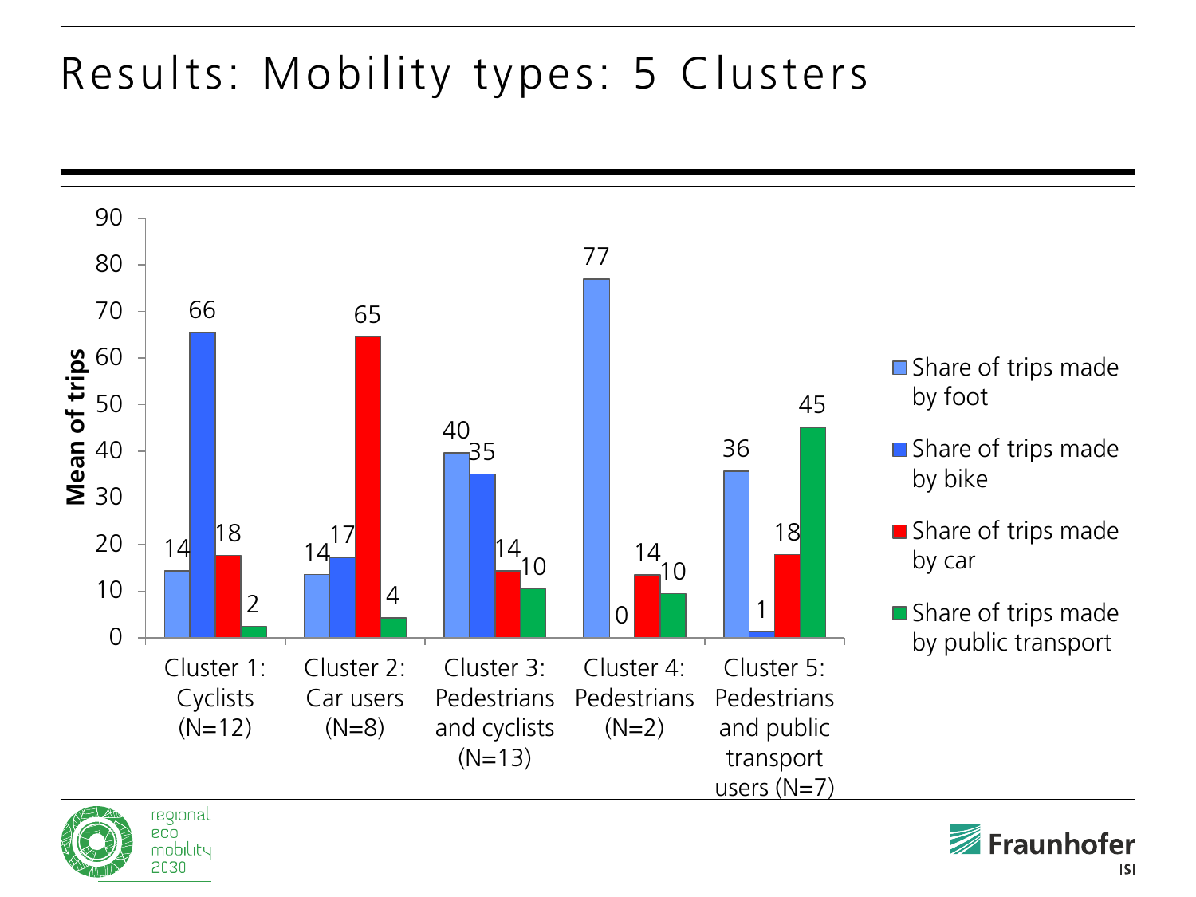# Results: Mobility types: 5 Clusters

Mean of trips

| | Share of trips made by foot | Share of trips made by bike | Share of trips made by car | Share of trips made by public transport |
|---|---|---|---|---|
| Cluster 1: Cyclists (N=12) | 14 | 66 | 18 | 2 |
| Cluster 2: Car users (N=8) | 14 | 17 | 65 | 4 |
| Cluster 3: Pedestrians and cyclists (N=13) | 40 | 35 | 14 | 10 |
| Cluster 4: Pedestrians (N=2) | 77 | 0 | 14 | 10 |
| Cluster 5: Pedestrians and public transport users (N=7) | 36 | 1 | 18 | 45 |

regional eco mobility 2030

Fraunhofer ISI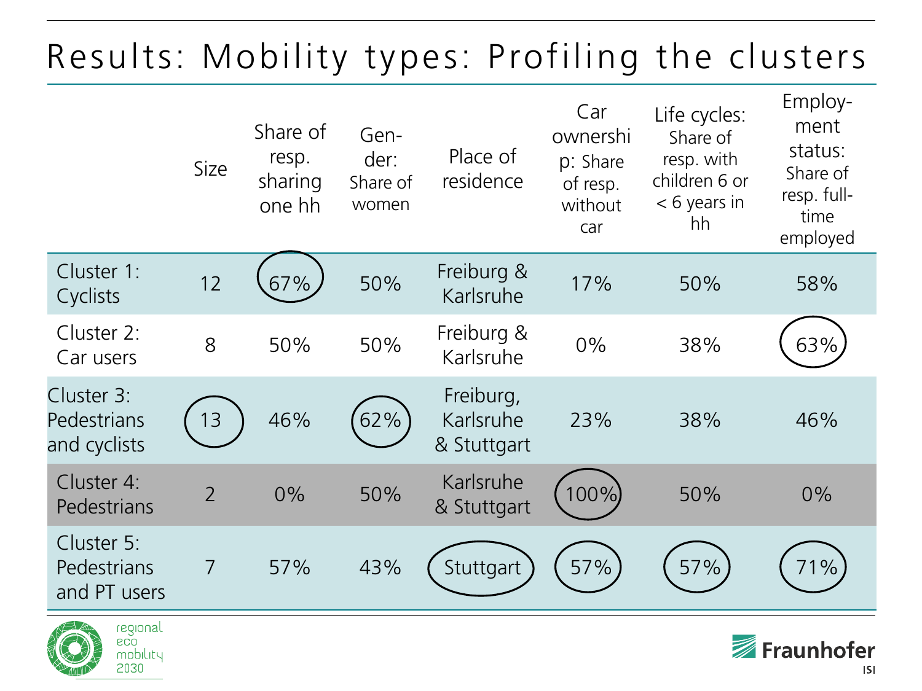# Results: Mobility types: Profiling the clusters

| | Size | Share of resp. sharing one hh | Gender: Share of women | Place of residence | Car ownership: Share of resp. without car | Life cycles: Share of resp. with children 6 or < 6 years in hh | Employment status: Share of resp. full-time employed |
|---|---|---|---|---|---|---|---|
| Cluster 1: Cyclists | 12 | 67% | 50% | Freiburg & Karlsruhe | 17% | 50% | 58% |
| Cluster 2: Car users | 8 | 50% | 50% | Freiburg & Karlsruhe | 0% | 38% | 63% |
| Cluster 3: Pedestrians and cyclists | 13 | 46% | 62% | Freiburg, Karlsruhe & Stuttgart | 23% | 38% | 46% |
| Cluster 4: Pedestrians | 2 | 0% | 50% | Karlsruhe & Stuttgart | 100% | 50% | 0% |
| Cluster 5: Pedestrians and PT users | 7 | 57% | 43% | Stuttgart | 57% | 57% | 71% |

regional eco mobility 2030

Fraunhofer ISI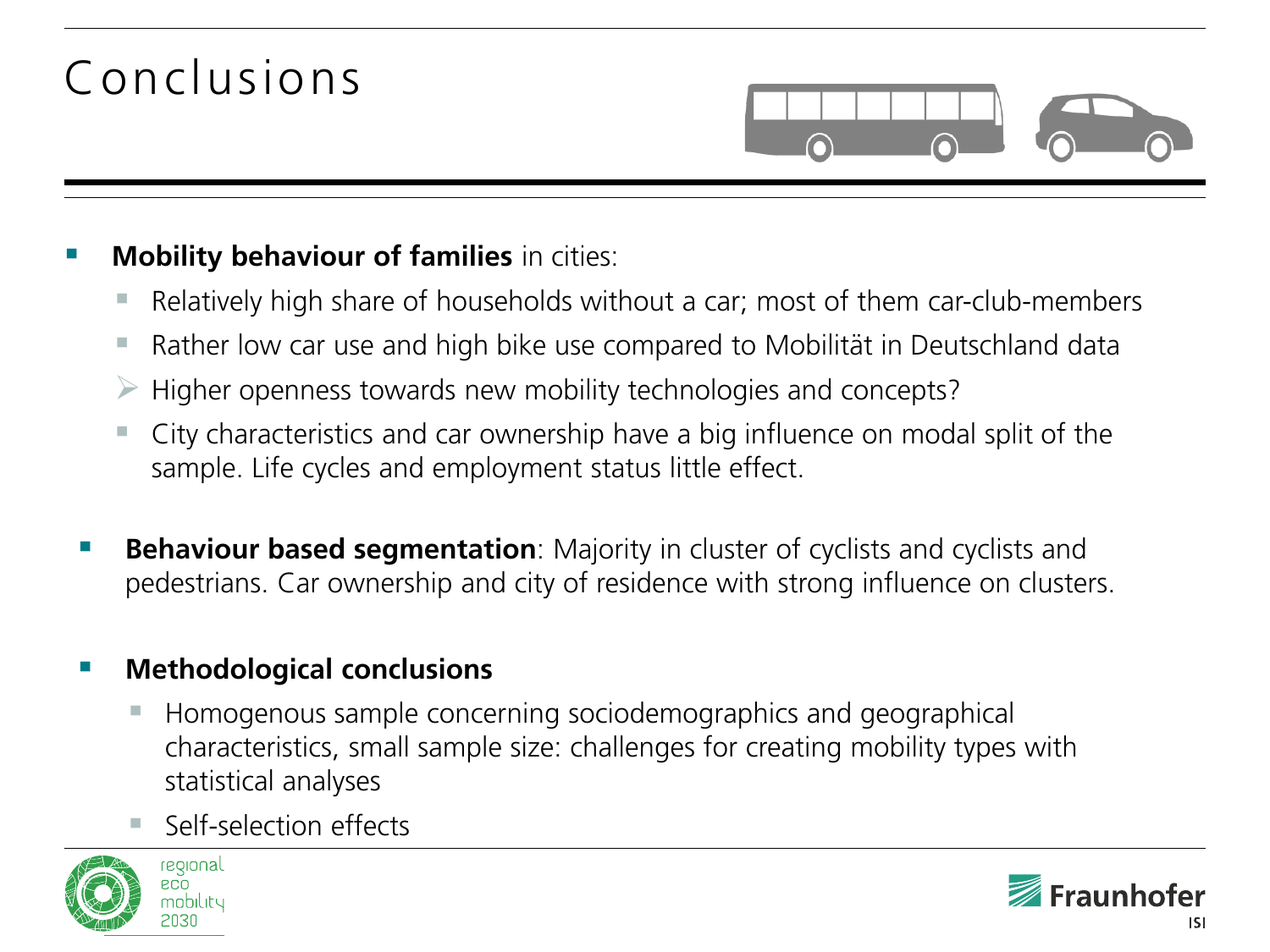# Conclusions

- **Mobility behaviour of families** in cities:
  - Relatively high share of households without a car; most of them car-club-members
  - Rather low car use and high bike use compared to Mobilität in Deutschland data
  - ➢ Higher openness towards new mobility technologies and concepts?
  - City characteristics and car ownership have a big influence on modal split of the sample. Life cycles and employment status little effect.
- **Behaviour based segmentation**: Majority in cluster of cyclists and cyclists and pedestrians. Car ownership and city of residence with strong influence on clusters.
- **Methodological conclusions**
  - Homogenous sample concerning sociodemographics and geographical characteristics, small sample size: challenges for creating mobility types with statistical analyses
  - Self-selection effects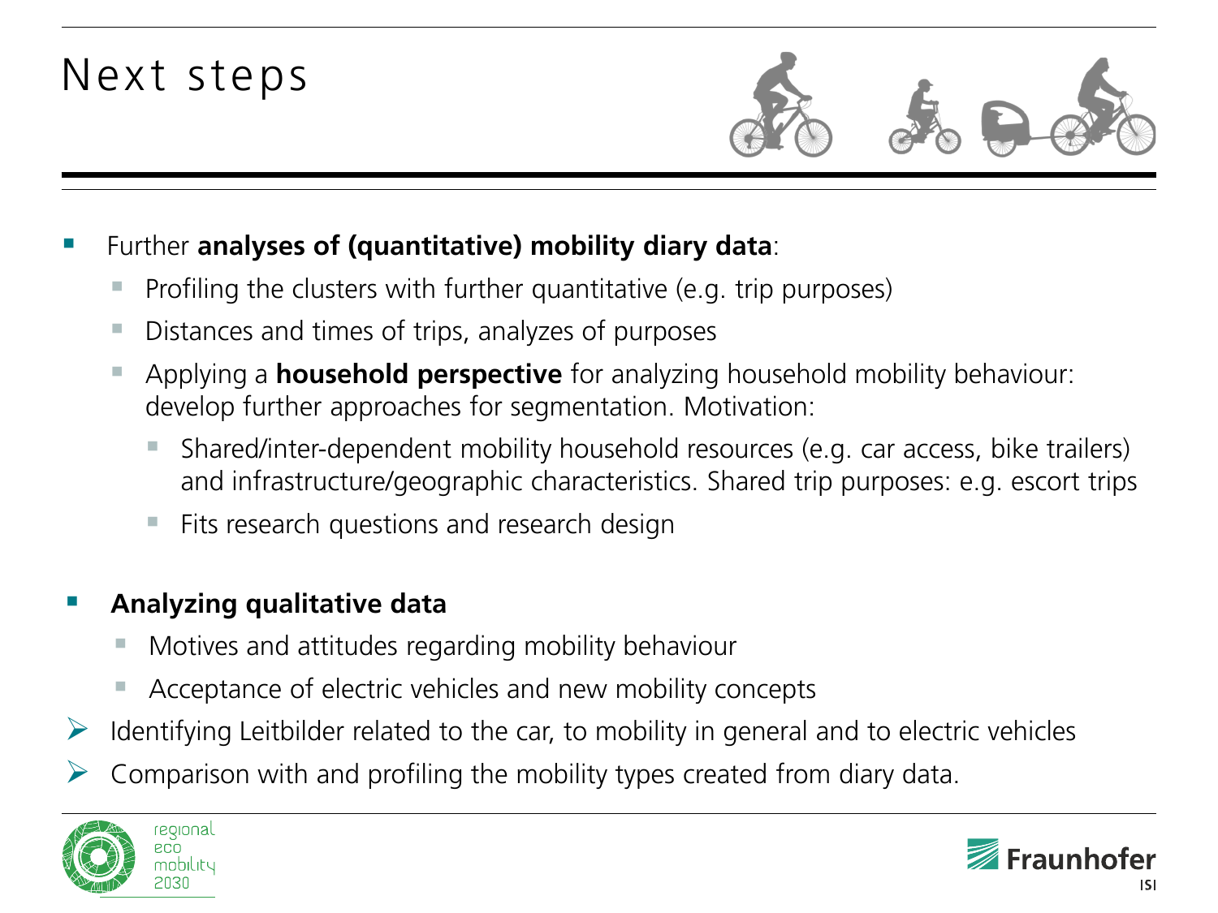# Next steps

- Further **analyses of (quantitative) mobility diary data**:
  - Profiling the clusters with further quantitative (e.g. trip purposes)
  - Distances and times of trips, analyzes of purposes
  - Applying a **household perspective** for analyzing household mobility behaviour: develop further approaches for segmentation. Motivation:
    - Shared/inter-dependent mobility household resources (e.g. car access, bike trailers) and infrastructure/geographic characteristics. Shared trip purposes: e.g. escort trips
    - Fits research questions and research design

- **Analyzing qualitative data**
  - Motives and attitudes regarding mobility behaviour
  - Acceptance of electric vehicles and new mobility concepts

➢ Identifying Leitbilder related to the car, to mobility in general and to electric vehicles

➢ Comparison with and profiling the mobility types created from diary data.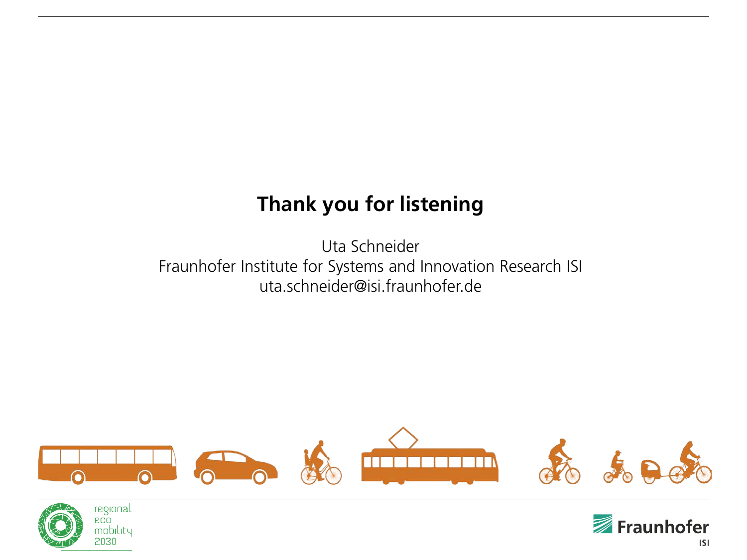# Thank you for listening

Uta Schneider
Fraunhofer Institute for Systems and Innovation Research ISI
uta.schneider@isi.fraunhofer.de